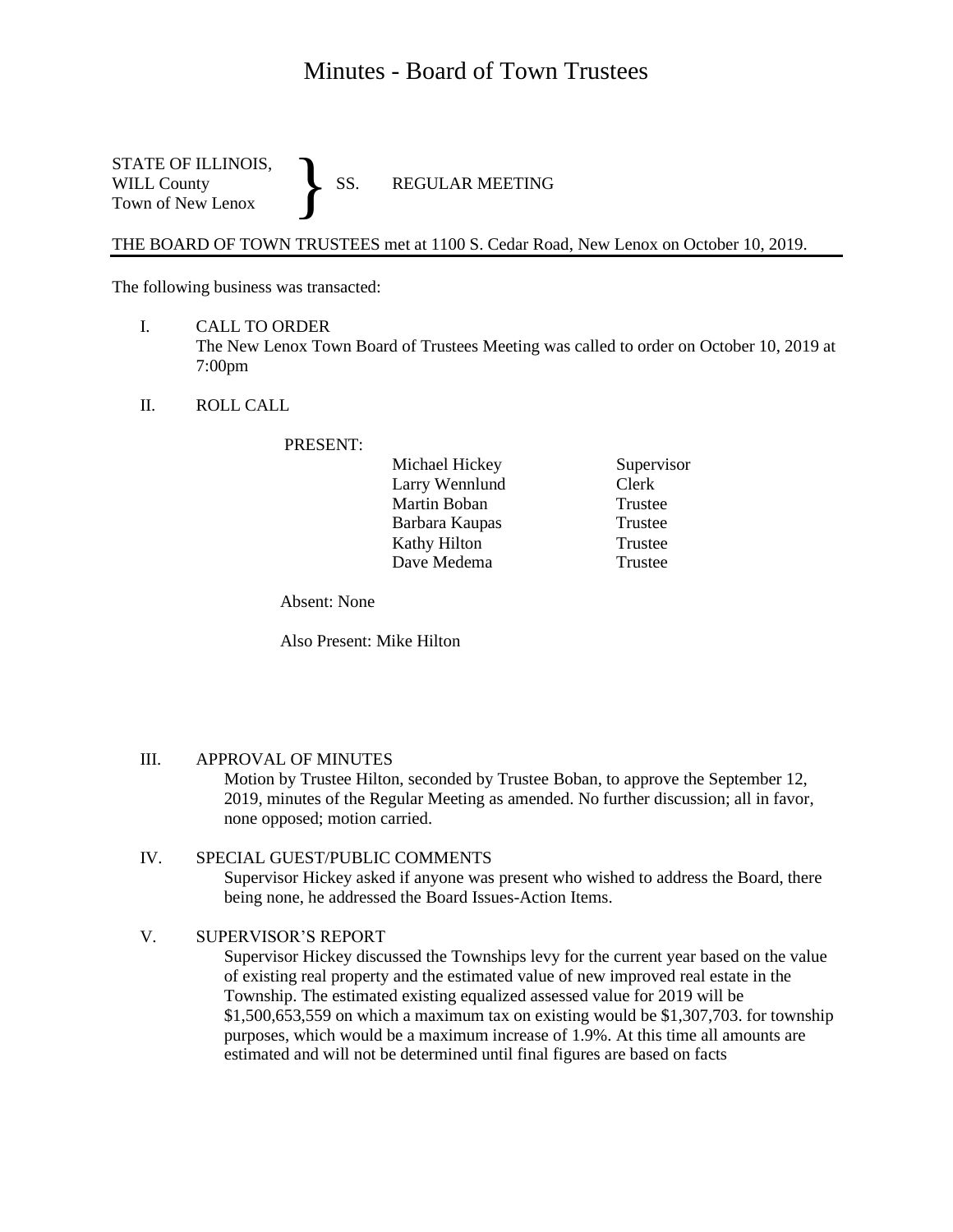# Minutes - Board of Town Trustees

STATE OF ILLINOIS,
WILL County
Town of New Lenox

} SS. REGULAR MEETING

THE BOARD OF TOWN TRUSTEES met at 1100 S. Cedar Road, New Lenox on October 10, 2019.

The following business was transacted:

I. CALL TO ORDER

The New Lenox Town Board of Trustees Meeting was called to order on October 10, 2019 at 7:00pm

II. ROLL CALL

PRESENT:

| | |
|---|---|
| Michael Hickey | Supervisor |
| Larry Wennlund | Clerk |
| Martin Boban | Trustee |
| Barbara Kaupas | Trustee |
| Kathy Hilton | Trustee |
| Dave Medema | Trustee |

Absent: None

Also Present: Mike Hilton

III. APPROVAL OF MINUTES

Motion by Trustee Hilton, seconded by Trustee Boban, to approve the September 12, 2019, minutes of the Regular Meeting as amended. No further discussion; all in favor, none opposed; motion carried.

IV. SPECIAL GUEST/PUBLIC COMMENTS

Supervisor Hickey asked if anyone was present who wished to address the Board, there being none, he addressed the Board Issues-Action Items.

V. SUPERVISOR'S REPORT

Supervisor Hickey discussed the Townships levy for the current year based on the value of existing real property and the estimated value of new improved real estate in the Township. The estimated existing equalized assessed value for 2019 will be $1,500,653,559 on which a maximum tax on existing would be $1,307,703. for township purposes, which would be a maximum increase of 1.9%. At this time all amounts are estimated and will not be determined until final figures are based on facts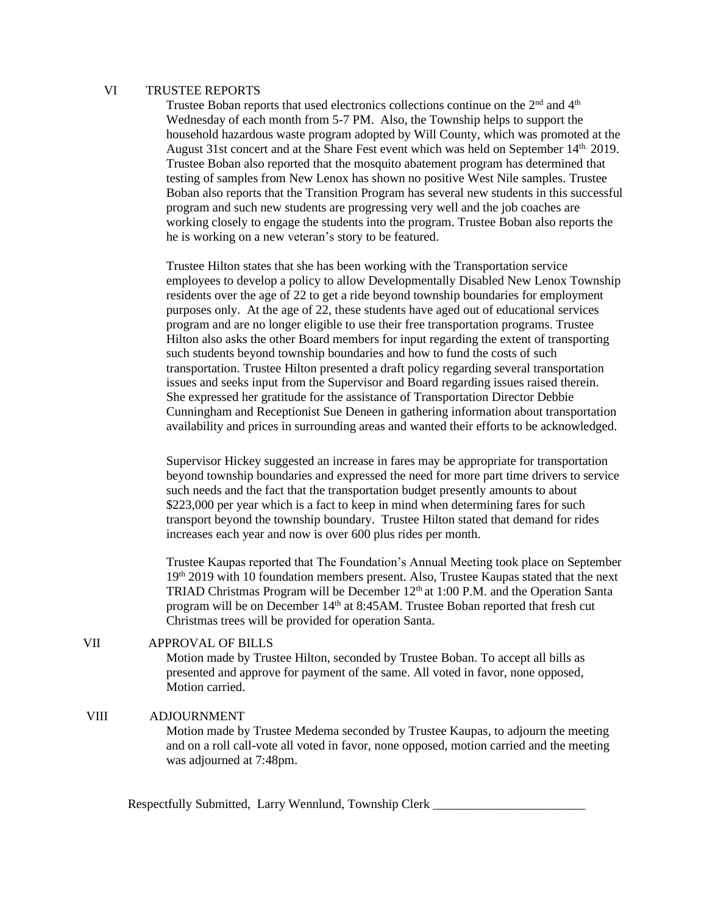## VI TRUSTEE REPORTS

Trustee Boban reports that used electronics collections continue on the 2nd and 4th Wednesday of each month from 5-7 PM. Also, the Township helps to support the household hazardous waste program adopted by Will County, which was promoted at the August 31st concert and at the Share Fest event which was held on September 14th. 2019. Trustee Boban also reported that the mosquito abatement program has determined that testing of samples from New Lenox has shown no positive West Nile samples. Trustee Boban also reports that the Transition Program has several new students in this successful program and such new students are progressing very well and the job coaches are working closely to engage the students into the program. Trustee Boban also reports the he is working on a new veteran's story to be featured.

Trustee Hilton states that she has been working with the Transportation service employees to develop a policy to allow Developmentally Disabled New Lenox Township residents over the age of 22 to get a ride beyond township boundaries for employment purposes only. At the age of 22, these students have aged out of educational services program and are no longer eligible to use their free transportation programs. Trustee Hilton also asks the other Board members for input regarding the extent of transporting such students beyond township boundaries and how to fund the costs of such transportation. Trustee Hilton presented a draft policy regarding several transportation issues and seeks input from the Supervisor and Board regarding issues raised therein. She expressed her gratitude for the assistance of Transportation Director Debbie Cunningham and Receptionist Sue Deneen in gathering information about transportation availability and prices in surrounding areas and wanted their efforts to be acknowledged.

Supervisor Hickey suggested an increase in fares may be appropriate for transportation beyond township boundaries and expressed the need for more part time drivers to service such needs and the fact that the transportation budget presently amounts to about \$223,000 per year which is a fact to keep in mind when determining fares for such transport beyond the township boundary. Trustee Hilton stated that demand for rides increases each year and now is over 600 plus rides per month.

Trustee Kaupas reported that The Foundation's Annual Meeting took place on September 19th 2019 with 10 foundation members present. Also, Trustee Kaupas stated that the next TRIAD Christmas Program will be December 12th at 1:00 P.M. and the Operation Santa program will be on December 14th at 8:45AM. Trustee Boban reported that fresh cut Christmas trees will be provided for operation Santa.

## VII APPROVAL OF BILLS

Motion made by Trustee Hilton, seconded by Trustee Boban. To accept all bills as presented and approve for payment of the same. All voted in favor, none opposed, Motion carried.

## VIII ADJOURNMENT

Motion made by Trustee Medema seconded by Trustee Kaupas, to adjourn the meeting and on a roll call-vote all voted in favor, none opposed, motion carried and the meeting was adjourned at 7:48pm.

Respectfully Submitted, Larry Wennlund, Township Clerk ________________________